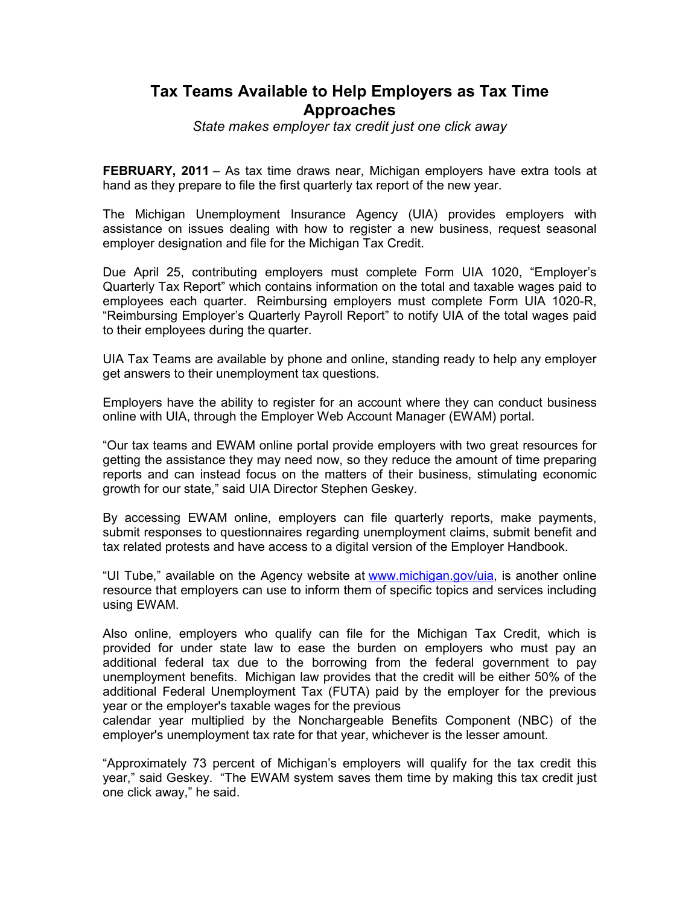# Tax Teams Available to Help Employers as Tax Time Approaches

*State makes employer tax credit just one click away*

**FEBRUARY, 2011** – As tax time draws near, Michigan employers have extra tools at hand as they prepare to file the first quarterly tax report of the new year.

The Michigan Unemployment Insurance Agency (UIA) provides employers with assistance on issues dealing with how to register a new business, request seasonal employer designation and file for the Michigan Tax Credit.

Due April 25, contributing employers must complete Form UIA 1020, "Employer's Quarterly Tax Report" which contains information on the total and taxable wages paid to employees each quarter. Reimbursing employers must complete Form UIA 1020-R, "Reimbursing Employer's Quarterly Payroll Report" to notify UIA of the total wages paid to their employees during the quarter.

UIA Tax Teams are available by phone and online, standing ready to help any employer get answers to their unemployment tax questions.

Employers have the ability to register for an account where they can conduct business online with UIA, through the Employer Web Account Manager (EWAM) portal.

"Our tax teams and EWAM online portal provide employers with two great resources for getting the assistance they may need now, so they reduce the amount of time preparing reports and can instead focus on the matters of their business, stimulating economic growth for our state," said UIA Director Stephen Geskey.

By accessing EWAM online, employers can file quarterly reports, make payments, submit responses to questionnaires regarding unemployment claims, submit benefit and tax related protests and have access to a digital version of the Employer Handbook.

"UI Tube," available on the Agency website at www.michigan.gov/uia, is another online resource that employers can use to inform them of specific topics and services including using EWAM.

Also online, employers who qualify can file for the Michigan Tax Credit, which is provided for under state law to ease the burden on employers who must pay an additional federal tax due to the borrowing from the federal government to pay unemployment benefits. Michigan law provides that the credit will be either 50% of the additional Federal Unemployment Tax (FUTA) paid by the employer for the previous year or the employer's taxable wages for the previous calendar year multiplied by the Nonchargeable Benefits Component (NBC) of the employer's unemployment tax rate for that year, whichever is the lesser amount.

"Approximately 73 percent of Michigan's employers will qualify for the tax credit this year," said Geskey. "The EWAM system saves them time by making this tax credit just one click away," he said.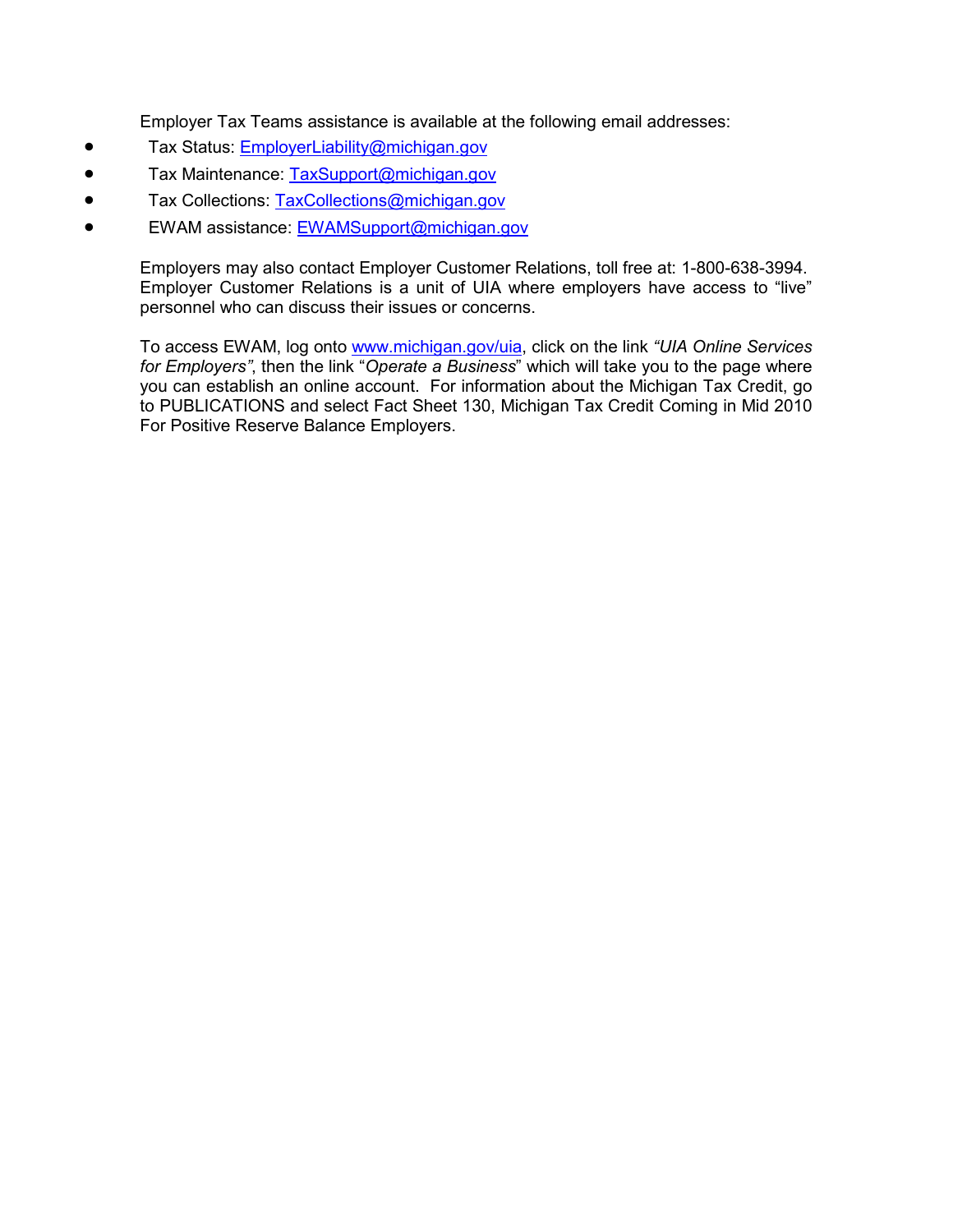Employer Tax Teams assistance is available at the following email addresses:

- Tax Status: EmployerLiability@michigan.gov
- Tax Maintenance: TaxSupport@michigan.gov
- Tax Collections: TaxCollections@michigan.gov
- EWAM assistance: EWAMSupport@michigan.gov

Employers may also contact Employer Customer Relations, toll free at: 1-800-638-3994. Employer Customer Relations is a unit of UIA where employers have access to "live" personnel who can discuss their issues or concerns.

To access EWAM, log onto www.michigan.gov/uia, click on the link *"UIA Online Services for Employers"*, then the link "*Operate a Business*" which will take you to the page where you can establish an online account. For information about the Michigan Tax Credit, go to PUBLICATIONS and select Fact Sheet 130, Michigan Tax Credit Coming in Mid 2010 For Positive Reserve Balance Employers.